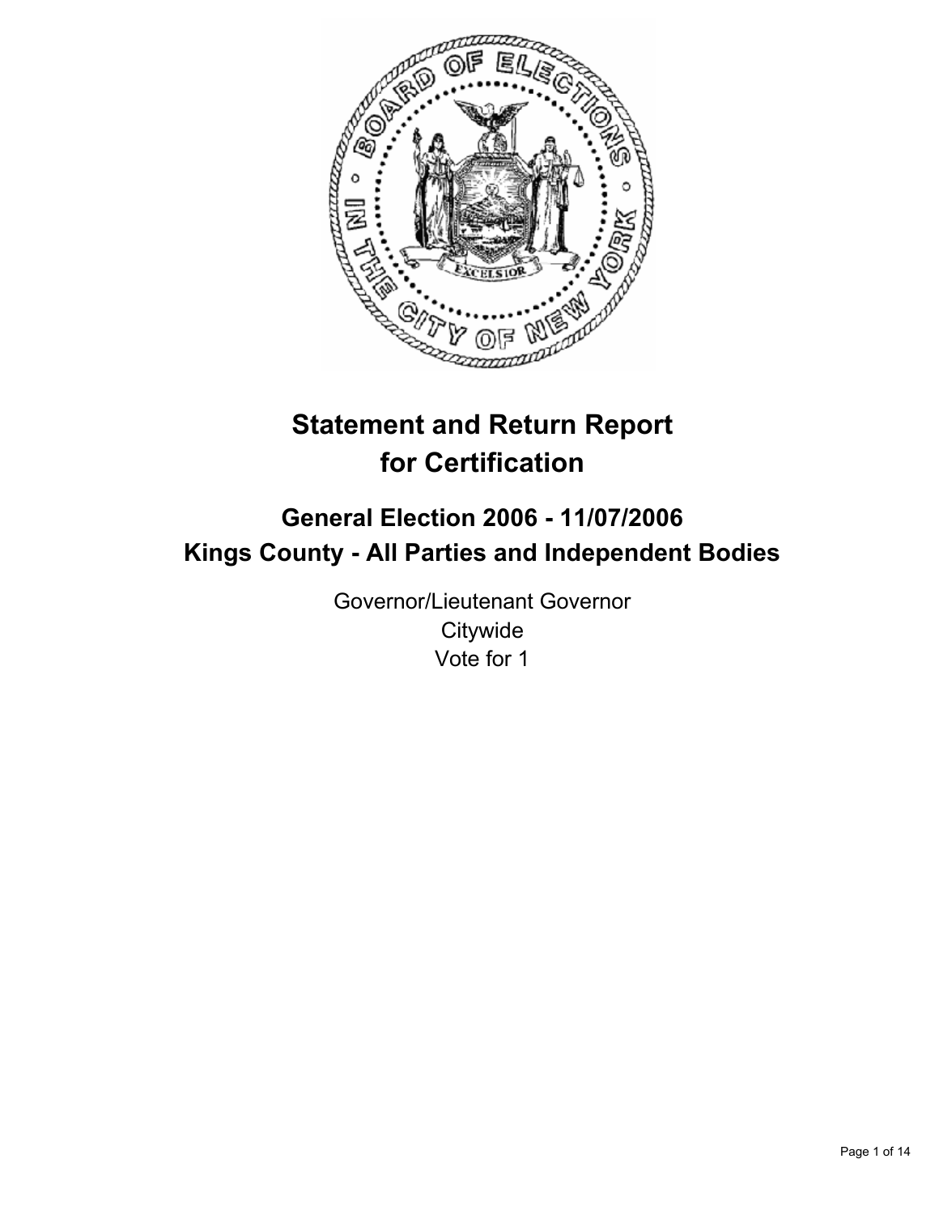# Statement and Return Report for Certification

## General Election 2006 - 11/07/2006
## Kings County - All Parties and Independent Bodies

Governor/Lieutenant Governor
Citywide
Vote for 1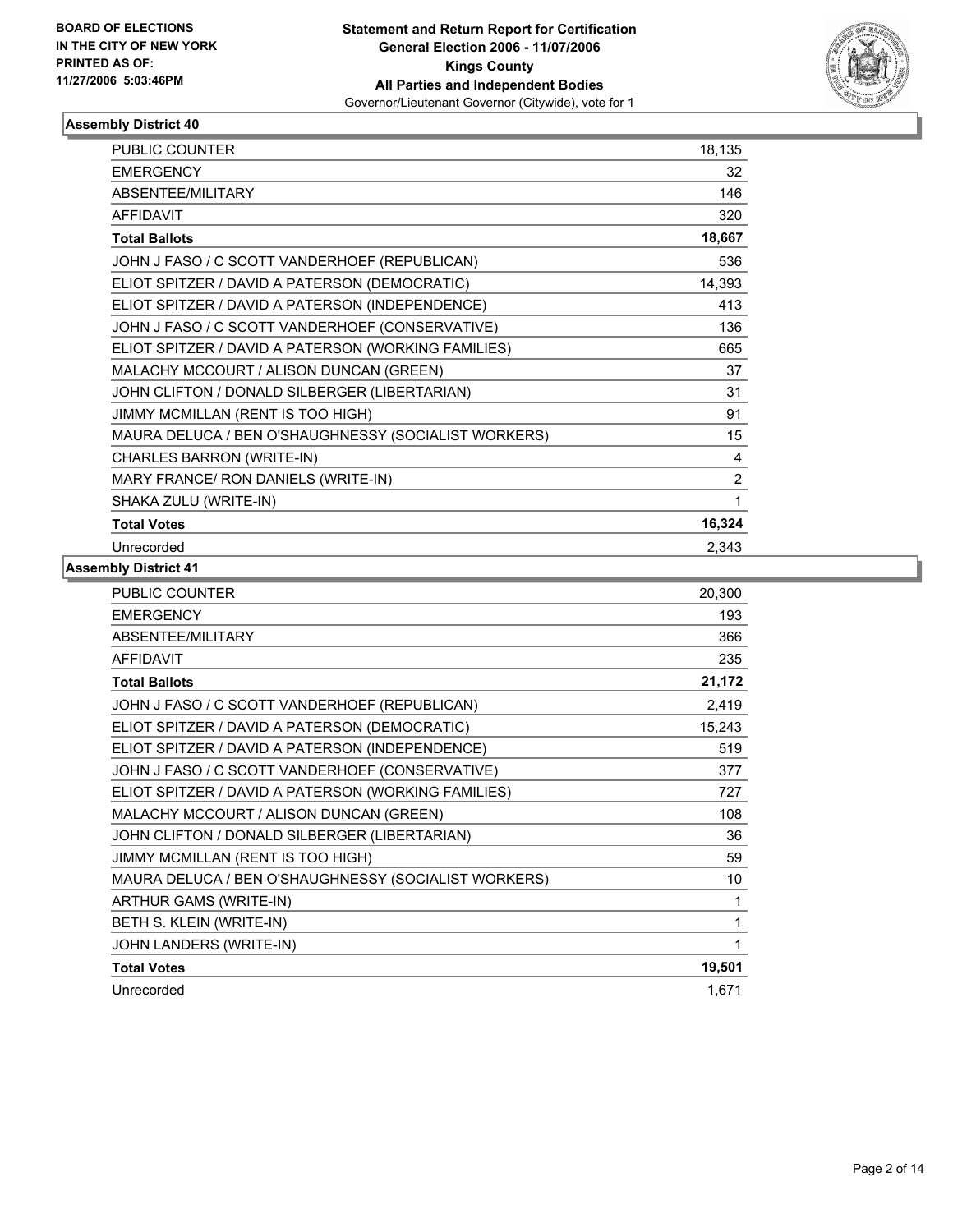## Assembly District 40

| | |
|---|---|
| PUBLIC COUNTER | 18,135 |
| EMERGENCY | 32 |
| ABSENTEE/MILITARY | 146 |
| AFFIDAVIT | 320 |
| **Total Ballots** | **18,667** |
| JOHN J FASO / C SCOTT VANDERHOEF (REPUBLICAN) | 536 |
| ELIOT SPITZER / DAVID A PATERSON (DEMOCRATIC) | 14,393 |
| ELIOT SPITZER / DAVID A PATERSON (INDEPENDENCE) | 413 |
| JOHN J FASO / C SCOTT VANDERHOEF (CONSERVATIVE) | 136 |
| ELIOT SPITZER / DAVID A PATERSON (WORKING FAMILIES) | 665 |
| MALACHY MCCOURT / ALISON DUNCAN (GREEN) | 37 |
| JOHN CLIFTON / DONALD SILBERGER (LIBERTARIAN) | 31 |
| JIMMY MCMILLAN (RENT IS TOO HIGH) | 91 |
| MAURA DELUCA / BEN O'SHAUGHNESSY (SOCIALIST WORKERS) | 15 |
| CHARLES BARRON (WRITE-IN) | 4 |
| MARY FRANCE/ RON DANIELS (WRITE-IN) | 2 |
| SHAKA ZULU (WRITE-IN) | 1 |
| **Total Votes** | **16,324** |
| Unrecorded | 2,343 |

## Assembly District 41

| | |
|---|---|
| PUBLIC COUNTER | 20,300 |
| EMERGENCY | 193 |
| ABSENTEE/MILITARY | 366 |
| AFFIDAVIT | 235 |
| **Total Ballots** | **21,172** |
| JOHN J FASO / C SCOTT VANDERHOEF (REPUBLICAN) | 2,419 |
| ELIOT SPITZER / DAVID A PATERSON (DEMOCRATIC) | 15,243 |
| ELIOT SPITZER / DAVID A PATERSON (INDEPENDENCE) | 519 |
| JOHN J FASO / C SCOTT VANDERHOEF (CONSERVATIVE) | 377 |
| ELIOT SPITZER / DAVID A PATERSON (WORKING FAMILIES) | 727 |
| MALACHY MCCOURT / ALISON DUNCAN (GREEN) | 108 |
| JOHN CLIFTON / DONALD SILBERGER (LIBERTARIAN) | 36 |
| JIMMY MCMILLAN (RENT IS TOO HIGH) | 59 |
| MAURA DELUCA / BEN O'SHAUGHNESSY (SOCIALIST WORKERS) | 10 |
| ARTHUR GAMS (WRITE-IN) | 1 |
| BETH S. KLEIN (WRITE-IN) | 1 |
| JOHN LANDERS (WRITE-IN) | 1 |
| **Total Votes** | **19,501** |
| Unrecorded | 1,671 |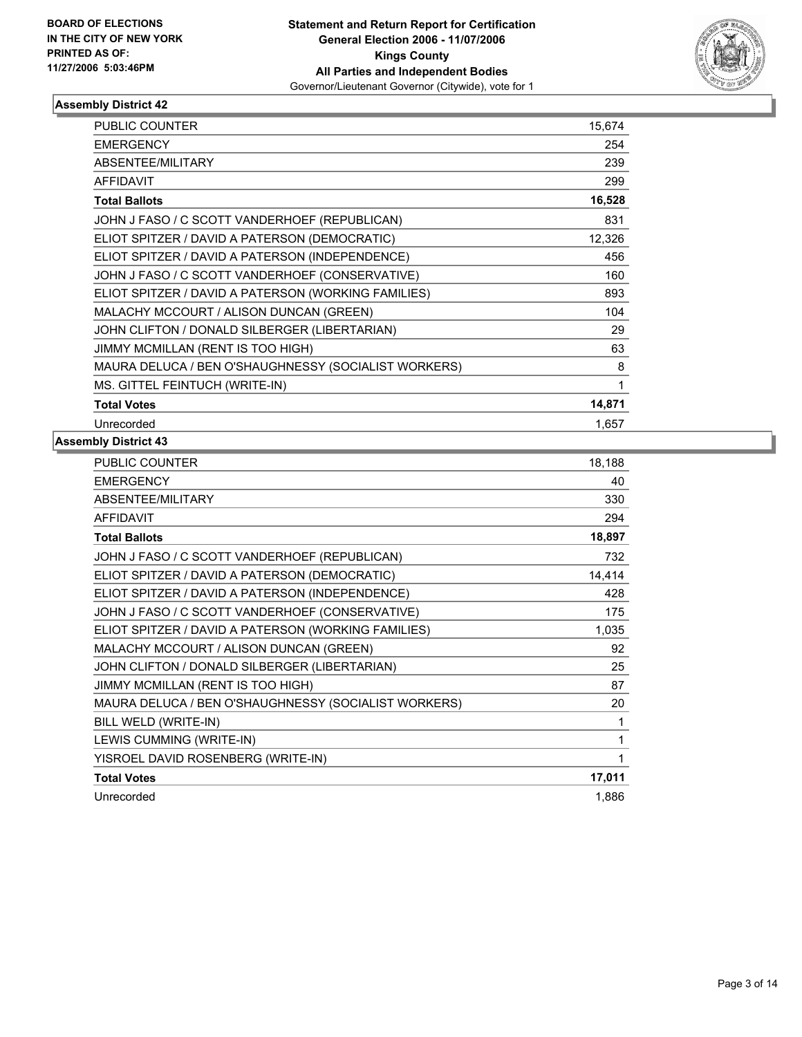**BOARD OF ELECTIONS**
**IN THE CITY OF NEW YORK**
**PRINTED AS OF:**
**11/27/2006 5:03:46PM**

**Statement and Return Report for Certification**
**General Election 2006 - 11/07/2006**
**Kings County**
**All Parties and Independent Bodies**
Governor/Lieutenant Governor (Citywide), vote for 1

### Assembly District 42

| | |
|---|---|
| PUBLIC COUNTER | 15,674 |
| EMERGENCY | 254 |
| ABSENTEE/MILITARY | 239 |
| AFFIDAVIT | 299 |
| **Total Ballots** | **16,528** |
| JOHN J FASO / C SCOTT VANDERHOEF (REPUBLICAN) | 831 |
| ELIOT SPITZER / DAVID A PATERSON (DEMOCRATIC) | 12,326 |
| ELIOT SPITZER / DAVID A PATERSON (INDEPENDENCE) | 456 |
| JOHN J FASO / C SCOTT VANDERHOEF (CONSERVATIVE) | 160 |
| ELIOT SPITZER / DAVID A PATERSON (WORKING FAMILIES) | 893 |
| MALACHY MCCOURT / ALISON DUNCAN (GREEN) | 104 |
| JOHN CLIFTON / DONALD SILBERGER (LIBERTARIAN) | 29 |
| JIMMY MCMILLAN (RENT IS TOO HIGH) | 63 |
| MAURA DELUCA / BEN O'SHAUGHNESSY (SOCIALIST WORKERS) | 8 |
| MS. GITTEL FEINTUCH (WRITE-IN) | 1 |
| **Total Votes** | **14,871** |
| Unrecorded | 1,657 |

### Assembly District 43

| | |
|---|---|
| PUBLIC COUNTER | 18,188 |
| EMERGENCY | 40 |
| ABSENTEE/MILITARY | 330 |
| AFFIDAVIT | 294 |
| **Total Ballots** | **18,897** |
| JOHN J FASO / C SCOTT VANDERHOEF (REPUBLICAN) | 732 |
| ELIOT SPITZER / DAVID A PATERSON (DEMOCRATIC) | 14,414 |
| ELIOT SPITZER / DAVID A PATERSON (INDEPENDENCE) | 428 |
| JOHN J FASO / C SCOTT VANDERHOEF (CONSERVATIVE) | 175 |
| ELIOT SPITZER / DAVID A PATERSON (WORKING FAMILIES) | 1,035 |
| MALACHY MCCOURT / ALISON DUNCAN (GREEN) | 92 |
| JOHN CLIFTON / DONALD SILBERGER (LIBERTARIAN) | 25 |
| JIMMY MCMILLAN (RENT IS TOO HIGH) | 87 |
| MAURA DELUCA / BEN O'SHAUGHNESSY (SOCIALIST WORKERS) | 20 |
| BILL WELD (WRITE-IN) | 1 |
| LEWIS CUMMING (WRITE-IN) | 1 |
| YISROEL DAVID ROSENBERG (WRITE-IN) | 1 |
| **Total Votes** | **17,011** |
| Unrecorded | 1,886 |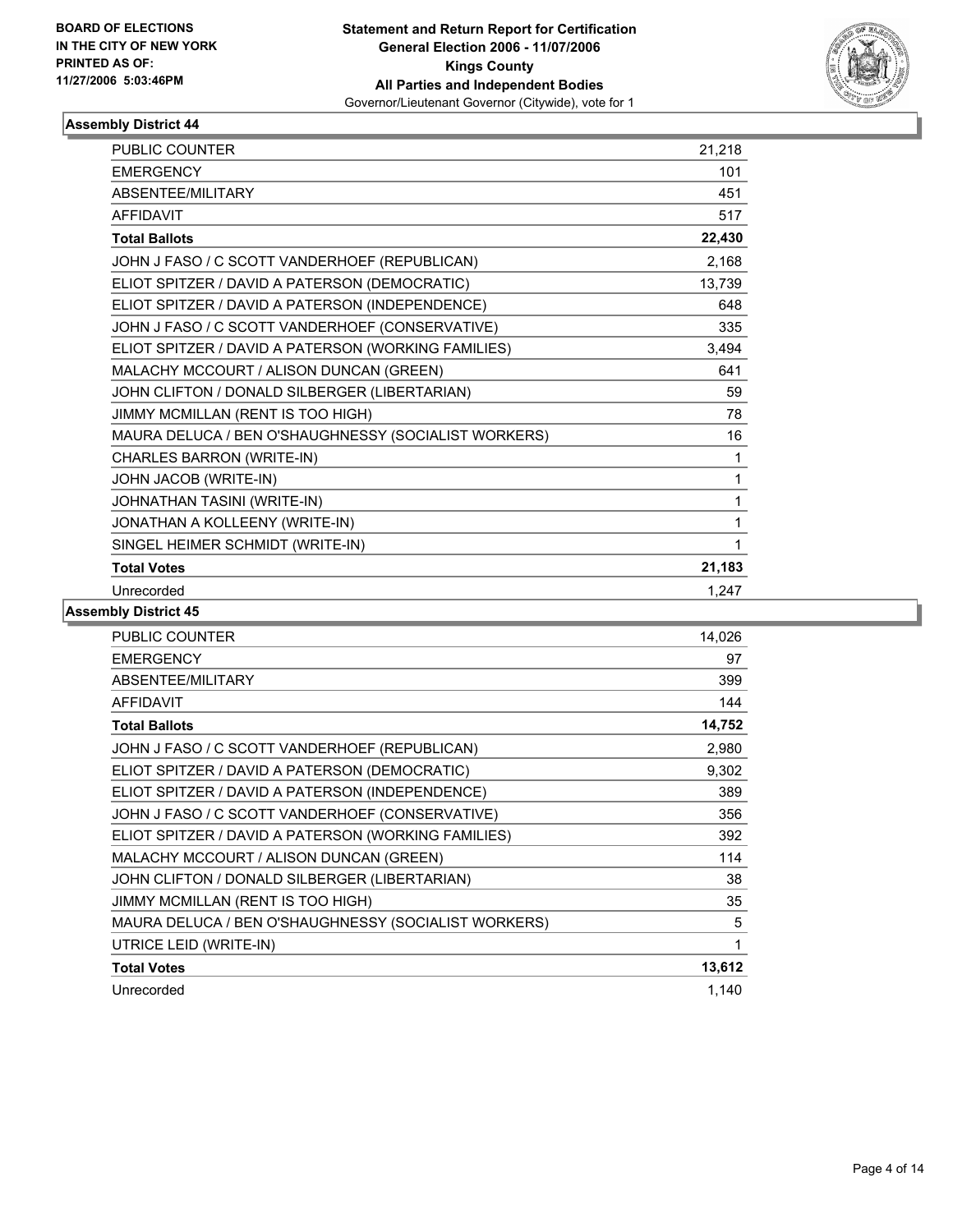**BOARD OF ELECTIONS IN THE CITY OF NEW YORK PRINTED AS OF: 11/27/2006 5:03:46PM**

**Statement and Return Report for Certification General Election 2006 - 11/07/2006 Kings County All Parties and Independent Bodies**
Governor/Lieutenant Governor (Citywide), vote for 1

### Assembly District 44

| | |
|---|---|
| PUBLIC COUNTER | 21,218 |
| EMERGENCY | 101 |
| ABSENTEE/MILITARY | 451 |
| AFFIDAVIT | 517 |
| **Total Ballots** | **22,430** |
| JOHN J FASO / C SCOTT VANDERHOEF (REPUBLICAN) | 2,168 |
| ELIOT SPITZER / DAVID A PATERSON (DEMOCRATIC) | 13,739 |
| ELIOT SPITZER / DAVID A PATERSON (INDEPENDENCE) | 648 |
| JOHN J FASO / C SCOTT VANDERHOEF (CONSERVATIVE) | 335 |
| ELIOT SPITZER / DAVID A PATERSON (WORKING FAMILIES) | 3,494 |
| MALACHY MCCOURT / ALISON DUNCAN (GREEN) | 641 |
| JOHN CLIFTON / DONALD SILBERGER (LIBERTARIAN) | 59 |
| JIMMY MCMILLAN (RENT IS TOO HIGH) | 78 |
| MAURA DELUCA / BEN O'SHAUGHNESSY (SOCIALIST WORKERS) | 16 |
| CHARLES BARRON (WRITE-IN) | 1 |
| JOHN JACOB (WRITE-IN) | 1 |
| JOHNATHAN TASINI (WRITE-IN) | 1 |
| JONATHAN A KOLLEENY (WRITE-IN) | 1 |
| SINGEL HEIMER SCHMIDT (WRITE-IN) | 1 |
| **Total Votes** | **21,183** |
| Unrecorded | 1,247 |

### Assembly District 45

| | |
|---|---|
| PUBLIC COUNTER | 14,026 |
| EMERGENCY | 97 |
| ABSENTEE/MILITARY | 399 |
| AFFIDAVIT | 144 |
| **Total Ballots** | **14,752** |
| JOHN J FASO / C SCOTT VANDERHOEF (REPUBLICAN) | 2,980 |
| ELIOT SPITZER / DAVID A PATERSON (DEMOCRATIC) | 9,302 |
| ELIOT SPITZER / DAVID A PATERSON (INDEPENDENCE) | 389 |
| JOHN J FASO / C SCOTT VANDERHOEF (CONSERVATIVE) | 356 |
| ELIOT SPITZER / DAVID A PATERSON (WORKING FAMILIES) | 392 |
| MALACHY MCCOURT / ALISON DUNCAN (GREEN) | 114 |
| JOHN CLIFTON / DONALD SILBERGER (LIBERTARIAN) | 38 |
| JIMMY MCMILLAN (RENT IS TOO HIGH) | 35 |
| MAURA DELUCA / BEN O'SHAUGHNESSY (SOCIALIST WORKERS) | 5 |
| UTRICE LEID (WRITE-IN) | 1 |
| **Total Votes** | **13,612** |
| Unrecorded | 1,140 |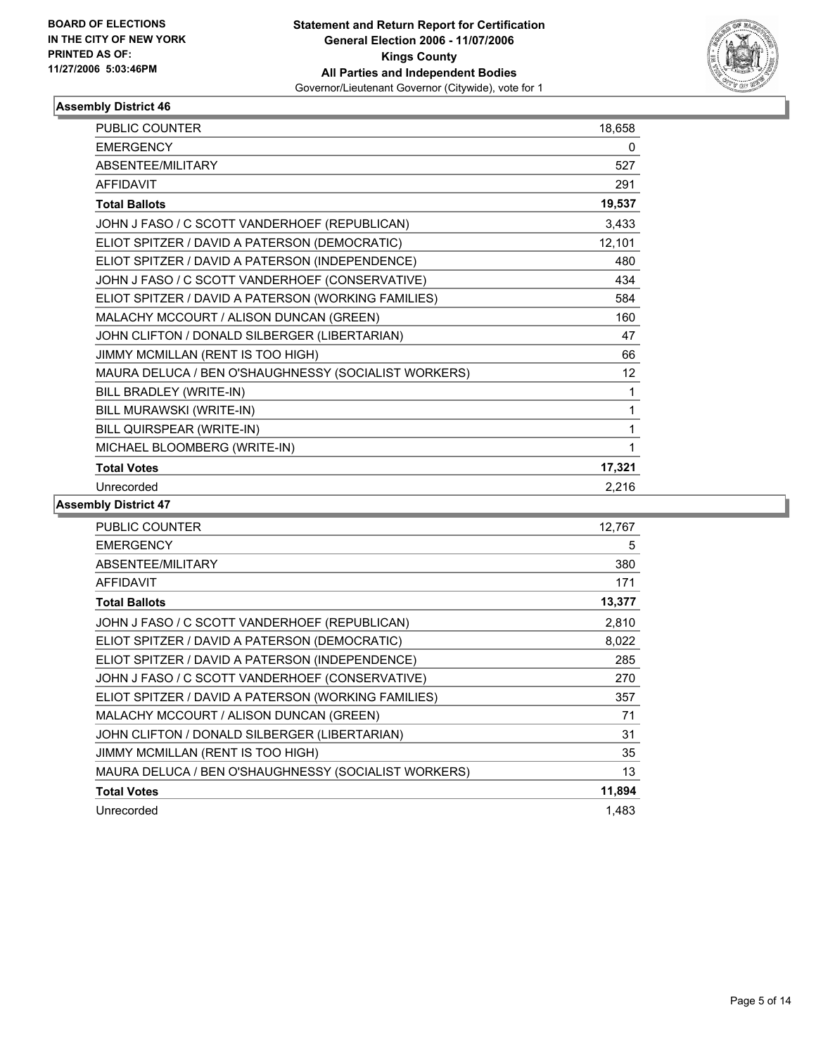**BOARD OF ELECTIONS IN THE CITY OF NEW YORK PRINTED AS OF: 11/27/2006 5:03:46PM**

**Statement and Return Report for Certification General Election 2006 - 11/07/2006 Kings County All Parties and Independent Bodies**
Governor/Lieutenant Governor (Citywide), vote for 1

## Assembly District 46

| | |
|---|---|
| PUBLIC COUNTER | 18,658 |
| EMERGENCY | 0 |
| ABSENTEE/MILITARY | 527 |
| AFFIDAVIT | 291 |
| **Total Ballots** | **19,537** |
| JOHN J FASO / C SCOTT VANDERHOEF (REPUBLICAN) | 3,433 |
| ELIOT SPITZER / DAVID A PATERSON (DEMOCRATIC) | 12,101 |
| ELIOT SPITZER / DAVID A PATERSON (INDEPENDENCE) | 480 |
| JOHN J FASO / C SCOTT VANDERHOEF (CONSERVATIVE) | 434 |
| ELIOT SPITZER / DAVID A PATERSON (WORKING FAMILIES) | 584 |
| MALACHY MCCOURT / ALISON DUNCAN (GREEN) | 160 |
| JOHN CLIFTON / DONALD SILBERGER (LIBERTARIAN) | 47 |
| JIMMY MCMILLAN (RENT IS TOO HIGH) | 66 |
| MAURA DELUCA / BEN O'SHAUGHNESSY (SOCIALIST WORKERS) | 12 |
| BILL BRADLEY (WRITE-IN) | 1 |
| BILL MURAWSKI (WRITE-IN) | 1 |
| BILL QUIRSPEAR (WRITE-IN) | 1 |
| MICHAEL BLOOMBERG (WRITE-IN) | 1 |
| **Total Votes** | **17,321** |
| Unrecorded | 2,216 |

## Assembly District 47

| | |
|---|---|
| PUBLIC COUNTER | 12,767 |
| EMERGENCY | 5 |
| ABSENTEE/MILITARY | 380 |
| AFFIDAVIT | 171 |
| **Total Ballots** | **13,377** |
| JOHN J FASO / C SCOTT VANDERHOEF (REPUBLICAN) | 2,810 |
| ELIOT SPITZER / DAVID A PATERSON (DEMOCRATIC) | 8,022 |
| ELIOT SPITZER / DAVID A PATERSON (INDEPENDENCE) | 285 |
| JOHN J FASO / C SCOTT VANDERHOEF (CONSERVATIVE) | 270 |
| ELIOT SPITZER / DAVID A PATERSON (WORKING FAMILIES) | 357 |
| MALACHY MCCOURT / ALISON DUNCAN (GREEN) | 71 |
| JOHN CLIFTON / DONALD SILBERGER (LIBERTARIAN) | 31 |
| JIMMY MCMILLAN (RENT IS TOO HIGH) | 35 |
| MAURA DELUCA / BEN O'SHAUGHNESSY (SOCIALIST WORKERS) | 13 |
| **Total Votes** | **11,894** |
| Unrecorded | 1,483 |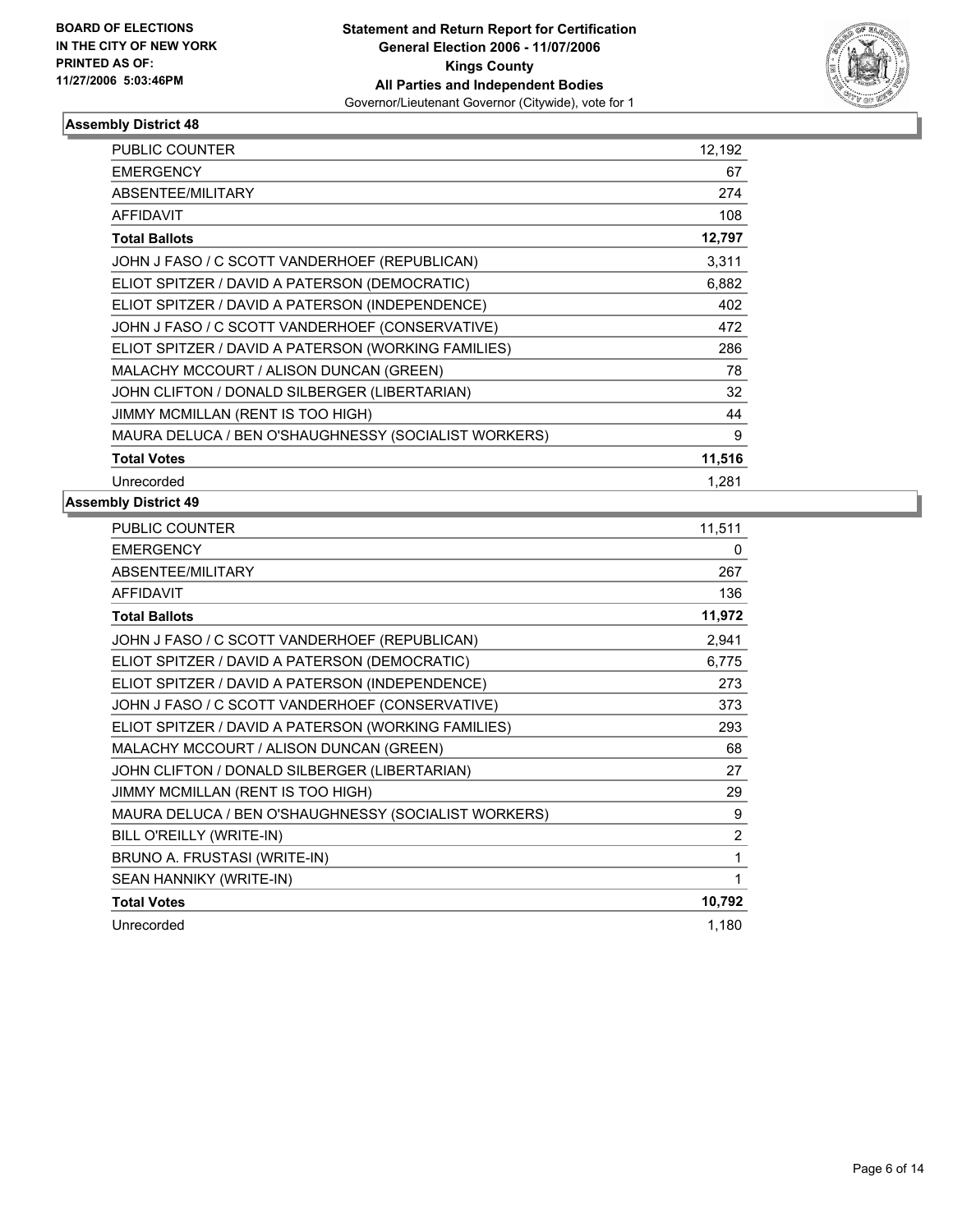BOARD OF ELECTIONS
IN THE CITY OF NEW YORK
PRINTED AS OF:
11/27/2006 5:03:46PM

**Statement and Return Report for Certification**
**General Election 2006 - 11/07/2006**
**Kings County**
**All Parties and Independent Bodies**
Governor/Lieutenant Governor (Citywide), vote for 1

### Assembly District 48

| | |
|---|---|
| PUBLIC COUNTER | 12,192 |
| EMERGENCY | 67 |
| ABSENTEE/MILITARY | 274 |
| AFFIDAVIT | 108 |
| **Total Ballots** | **12,797** |
| JOHN J FASO / C SCOTT VANDERHOEF (REPUBLICAN) | 3,311 |
| ELIOT SPITZER / DAVID A PATERSON (DEMOCRATIC) | 6,882 |
| ELIOT SPITZER / DAVID A PATERSON (INDEPENDENCE) | 402 |
| JOHN J FASO / C SCOTT VANDERHOEF (CONSERVATIVE) | 472 |
| ELIOT SPITZER / DAVID A PATERSON (WORKING FAMILIES) | 286 |
| MALACHY MCCOURT / ALISON DUNCAN (GREEN) | 78 |
| JOHN CLIFTON / DONALD SILBERGER (LIBERTARIAN) | 32 |
| JIMMY MCMILLAN (RENT IS TOO HIGH) | 44 |
| MAURA DELUCA / BEN O'SHAUGHNESSY (SOCIALIST WORKERS) | 9 |
| **Total Votes** | **11,516** |
| Unrecorded | 1,281 |

### Assembly District 49

| | |
|---|---|
| PUBLIC COUNTER | 11,511 |
| EMERGENCY | 0 |
| ABSENTEE/MILITARY | 267 |
| AFFIDAVIT | 136 |
| **Total Ballots** | **11,972** |
| JOHN J FASO / C SCOTT VANDERHOEF (REPUBLICAN) | 2,941 |
| ELIOT SPITZER / DAVID A PATERSON (DEMOCRATIC) | 6,775 |
| ELIOT SPITZER / DAVID A PATERSON (INDEPENDENCE) | 273 |
| JOHN J FASO / C SCOTT VANDERHOEF (CONSERVATIVE) | 373 |
| ELIOT SPITZER / DAVID A PATERSON (WORKING FAMILIES) | 293 |
| MALACHY MCCOURT / ALISON DUNCAN (GREEN) | 68 |
| JOHN CLIFTON / DONALD SILBERGER (LIBERTARIAN) | 27 |
| JIMMY MCMILLAN (RENT IS TOO HIGH) | 29 |
| MAURA DELUCA / BEN O'SHAUGHNESSY (SOCIALIST WORKERS) | 9 |
| BILL O'REILLY (WRITE-IN) | 2 |
| BRUNO A. FRUSTASI (WRITE-IN) | 1 |
| SEAN HANNIKY (WRITE-IN) | 1 |
| **Total Votes** | **10,792** |
| Unrecorded | 1,180 |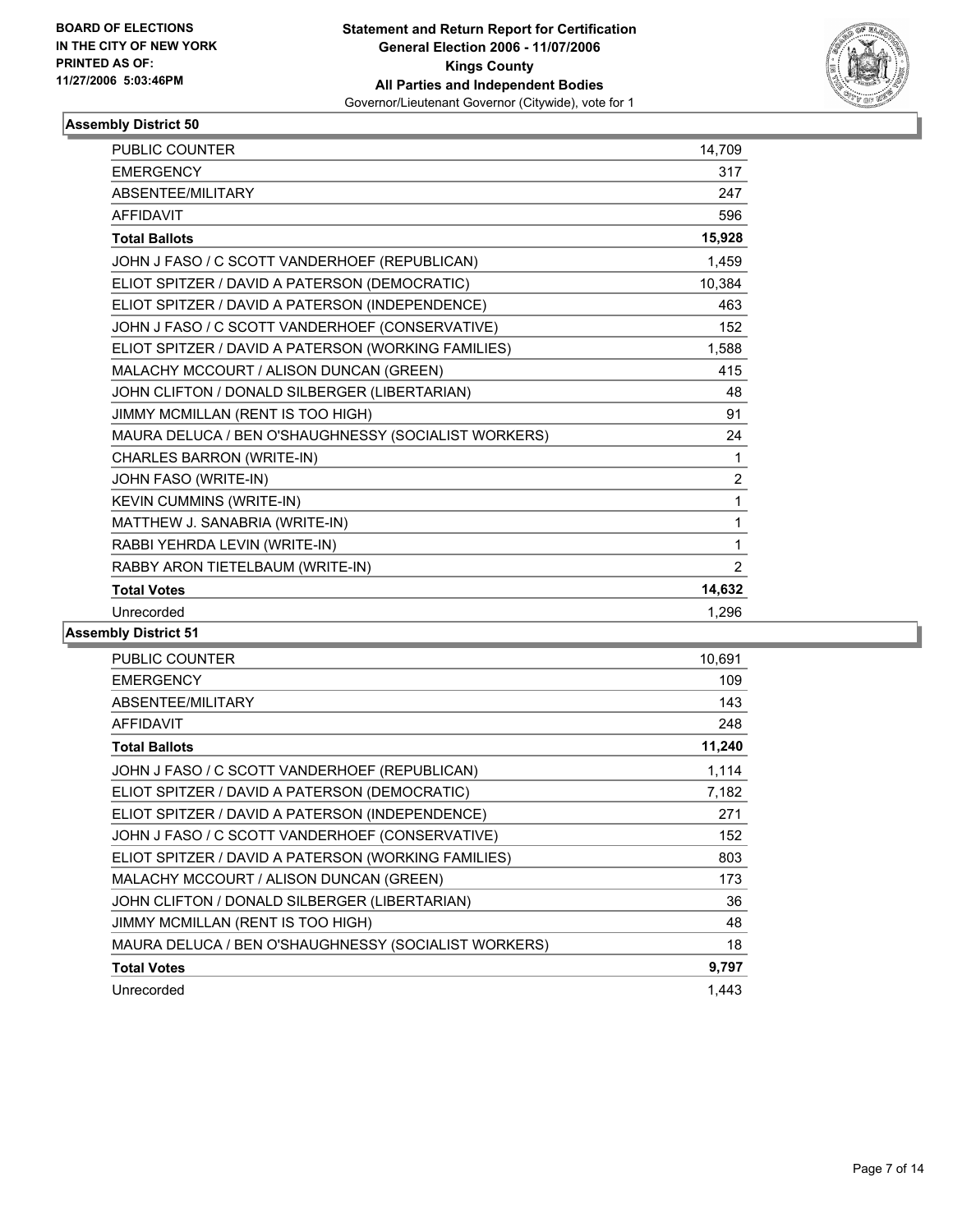**BOARD OF ELECTIONS IN THE CITY OF NEW YORK PRINTED AS OF: 11/27/2006 5:03:46PM**

# Statement and Return Report for Certification
## General Election 2006 - 11/07/2006
## Kings County
## All Parties and Independent Bodies
Governor/Lieutenant Governor (Citywide), vote for 1

### Assembly District 50

| | |
|---|---|
| PUBLIC COUNTER | 14,709 |
| EMERGENCY | 317 |
| ABSENTEE/MILITARY | 247 |
| AFFIDAVIT | 596 |
| **Total Ballots** | **15,928** |
| JOHN J FASO / C SCOTT VANDERHOEF (REPUBLICAN) | 1,459 |
| ELIOT SPITZER / DAVID A PATERSON (DEMOCRATIC) | 10,384 |
| ELIOT SPITZER / DAVID A PATERSON (INDEPENDENCE) | 463 |
| JOHN J FASO / C SCOTT VANDERHOEF (CONSERVATIVE) | 152 |
| ELIOT SPITZER / DAVID A PATERSON (WORKING FAMILIES) | 1,588 |
| MALACHY MCCOURT / ALISON DUNCAN (GREEN) | 415 |
| JOHN CLIFTON / DONALD SILBERGER (LIBERTARIAN) | 48 |
| JIMMY MCMILLAN (RENT IS TOO HIGH) | 91 |
| MAURA DELUCA / BEN O'SHAUGHNESSY (SOCIALIST WORKERS) | 24 |
| CHARLES BARRON (WRITE-IN) | 1 |
| JOHN FASO (WRITE-IN) | 2 |
| KEVIN CUMMINS (WRITE-IN) | 1 |
| MATTHEW J. SANABRIA (WRITE-IN) | 1 |
| RABBI YEHRDA LEVIN (WRITE-IN) | 1 |
| RABBY ARON TIETELBAUM (WRITE-IN) | 2 |
| **Total Votes** | **14,632** |
| Unrecorded | 1,296 |

### Assembly District 51

| | |
|---|---|
| PUBLIC COUNTER | 10,691 |
| EMERGENCY | 109 |
| ABSENTEE/MILITARY | 143 |
| AFFIDAVIT | 248 |
| **Total Ballots** | **11,240** |
| JOHN J FASO / C SCOTT VANDERHOEF (REPUBLICAN) | 1,114 |
| ELIOT SPITZER / DAVID A PATERSON (DEMOCRATIC) | 7,182 |
| ELIOT SPITZER / DAVID A PATERSON (INDEPENDENCE) | 271 |
| JOHN J FASO / C SCOTT VANDERHOEF (CONSERVATIVE) | 152 |
| ELIOT SPITZER / DAVID A PATERSON (WORKING FAMILIES) | 803 |
| MALACHY MCCOURT / ALISON DUNCAN (GREEN) | 173 |
| JOHN CLIFTON / DONALD SILBERGER (LIBERTARIAN) | 36 |
| JIMMY MCMILLAN (RENT IS TOO HIGH) | 48 |
| MAURA DELUCA / BEN O'SHAUGHNESSY (SOCIALIST WORKERS) | 18 |
| **Total Votes** | **9,797** |
| Unrecorded | 1,443 |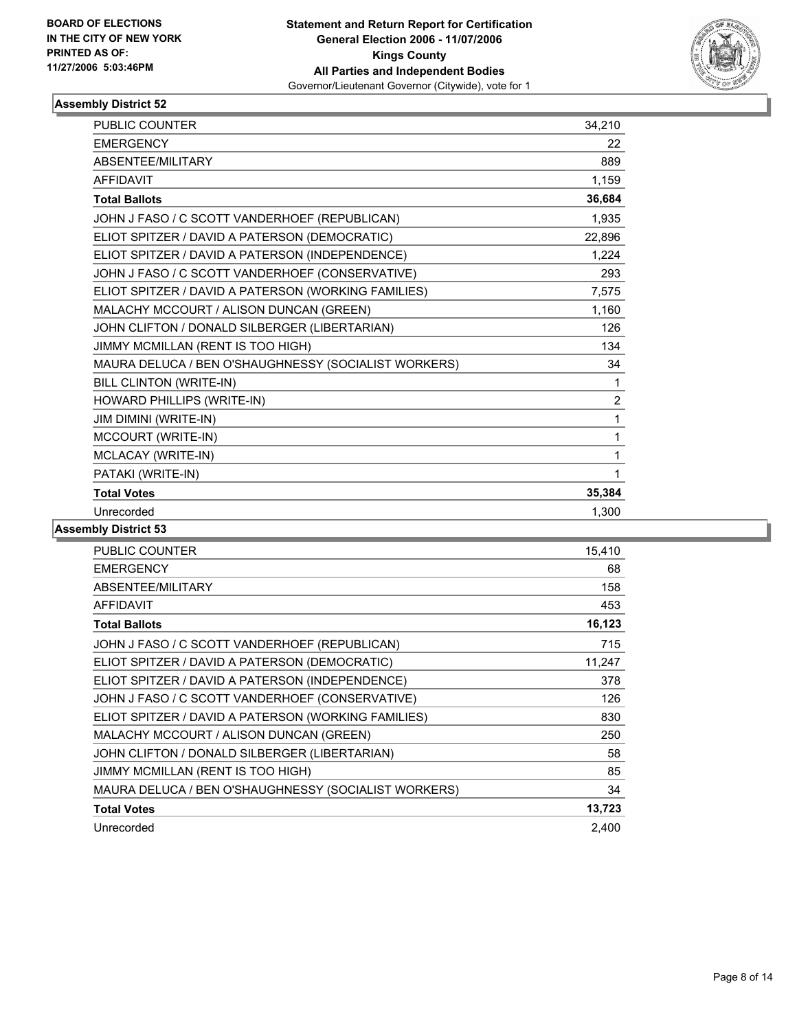**BOARD OF ELECTIONS IN THE CITY OF NEW YORK PRINTED AS OF: 11/27/2006 5:03:46PM**

**Statement and Return Report for Certification**
**General Election 2006 - 11/07/2006**
**Kings County**
**All Parties and Independent Bodies**
Governor/Lieutenant Governor (Citywide), vote for 1

## Assembly District 52

| | |
|---|---|
| PUBLIC COUNTER | 34,210 |
| EMERGENCY | 22 |
| ABSENTEE/MILITARY | 889 |
| AFFIDAVIT | 1,159 |
| **Total Ballots** | **36,684** |
| JOHN J FASO / C SCOTT VANDERHOEF (REPUBLICAN) | 1,935 |
| ELIOT SPITZER / DAVID A PATERSON (DEMOCRATIC) | 22,896 |
| ELIOT SPITZER / DAVID A PATERSON (INDEPENDENCE) | 1,224 |
| JOHN J FASO / C SCOTT VANDERHOEF (CONSERVATIVE) | 293 |
| ELIOT SPITZER / DAVID A PATERSON (WORKING FAMILIES) | 7,575 |
| MALACHY MCCOURT / ALISON DUNCAN (GREEN) | 1,160 |
| JOHN CLIFTON / DONALD SILBERGER (LIBERTARIAN) | 126 |
| JIMMY MCMILLAN (RENT IS TOO HIGH) | 134 |
| MAURA DELUCA / BEN O'SHAUGHNESSY (SOCIALIST WORKERS) | 34 |
| BILL CLINTON (WRITE-IN) | 1 |
| HOWARD PHILLIPS (WRITE-IN) | 2 |
| JIM DIMINI (WRITE-IN) | 1 |
| MCCOURT (WRITE-IN) | 1 |
| MCLACAY (WRITE-IN) | 1 |
| PATAKI (WRITE-IN) | 1 |
| **Total Votes** | **35,384** |
| Unrecorded | 1,300 |

## Assembly District 53

| | |
|---|---|
| PUBLIC COUNTER | 15,410 |
| EMERGENCY | 68 |
| ABSENTEE/MILITARY | 158 |
| AFFIDAVIT | 453 |
| **Total Ballots** | **16,123** |
| JOHN J FASO / C SCOTT VANDERHOEF (REPUBLICAN) | 715 |
| ELIOT SPITZER / DAVID A PATERSON (DEMOCRATIC) | 11,247 |
| ELIOT SPITZER / DAVID A PATERSON (INDEPENDENCE) | 378 |
| JOHN J FASO / C SCOTT VANDERHOEF (CONSERVATIVE) | 126 |
| ELIOT SPITZER / DAVID A PATERSON (WORKING FAMILIES) | 830 |
| MALACHY MCCOURT / ALISON DUNCAN (GREEN) | 250 |
| JOHN CLIFTON / DONALD SILBERGER (LIBERTARIAN) | 58 |
| JIMMY MCMILLAN (RENT IS TOO HIGH) | 85 |
| MAURA DELUCA / BEN O'SHAUGHNESSY (SOCIALIST WORKERS) | 34 |
| **Total Votes** | **13,723** |
| Unrecorded | 2,400 |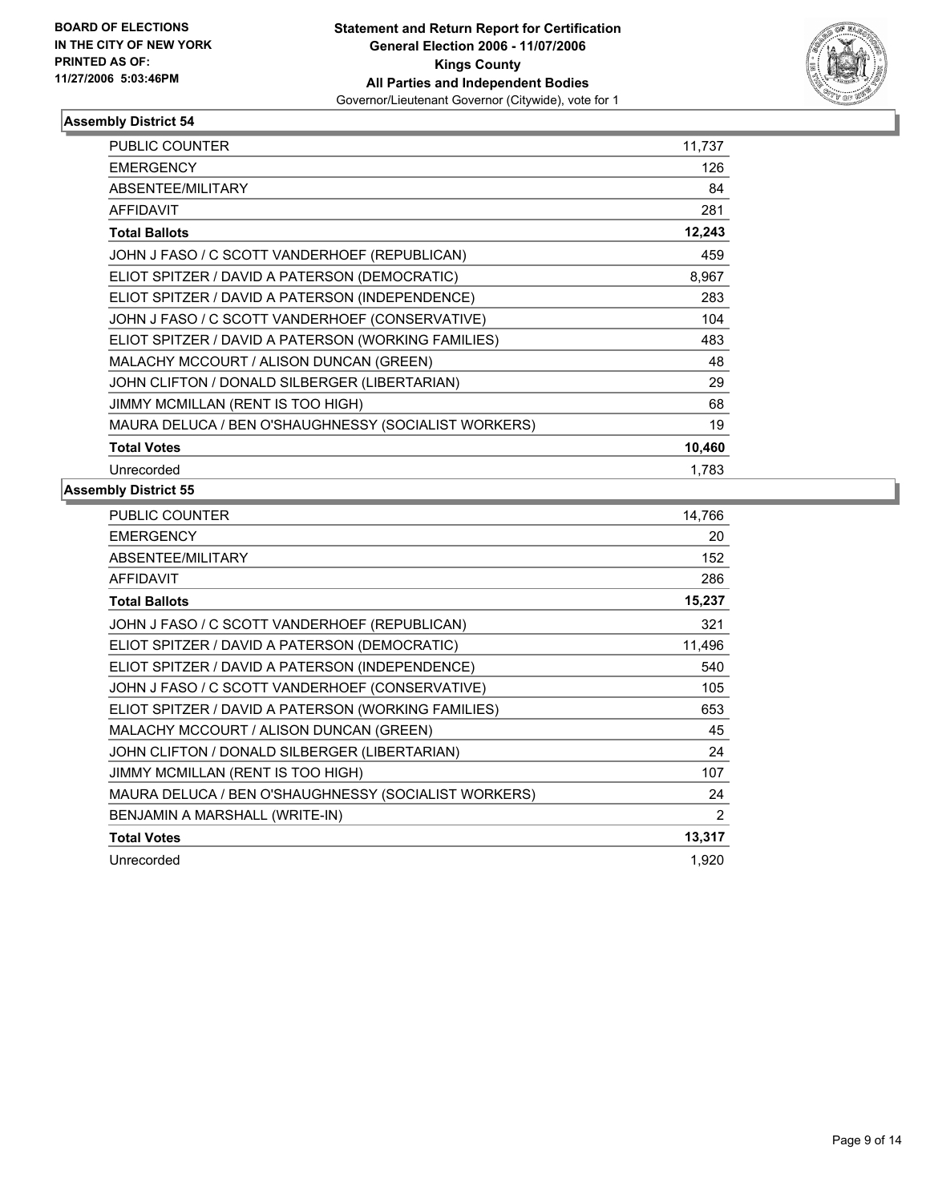**BOARD OF ELECTIONS IN THE CITY OF NEW YORK PRINTED AS OF: 11/27/2006 5:03:46PM**

**Statement and Return Report for Certification General Election 2006 - 11/07/2006 Kings County All Parties and Independent Bodies**
Governor/Lieutenant Governor (Citywide), vote for 1

## Assembly District 54

| | |
|---|---|
| PUBLIC COUNTER | 11,737 |
| EMERGENCY | 126 |
| ABSENTEE/MILITARY | 84 |
| AFFIDAVIT | 281 |
| **Total Ballots** | **12,243** |
| JOHN J FASO / C SCOTT VANDERHOEF (REPUBLICAN) | 459 |
| ELIOT SPITZER / DAVID A PATERSON (DEMOCRATIC) | 8,967 |
| ELIOT SPITZER / DAVID A PATERSON (INDEPENDENCE) | 283 |
| JOHN J FASO / C SCOTT VANDERHOEF (CONSERVATIVE) | 104 |
| ELIOT SPITZER / DAVID A PATERSON (WORKING FAMILIES) | 483 |
| MALACHY MCCOURT / ALISON DUNCAN (GREEN) | 48 |
| JOHN CLIFTON / DONALD SILBERGER (LIBERTARIAN) | 29 |
| JIMMY MCMILLAN (RENT IS TOO HIGH) | 68 |
| MAURA DELUCA / BEN O'SHAUGHNESSY (SOCIALIST WORKERS) | 19 |
| **Total Votes** | **10,460** |
| Unrecorded | 1,783 |

## Assembly District 55

| | |
|---|---|
| PUBLIC COUNTER | 14,766 |
| EMERGENCY | 20 |
| ABSENTEE/MILITARY | 152 |
| AFFIDAVIT | 286 |
| **Total Ballots** | **15,237** |
| JOHN J FASO / C SCOTT VANDERHOEF (REPUBLICAN) | 321 |
| ELIOT SPITZER / DAVID A PATERSON (DEMOCRATIC) | 11,496 |
| ELIOT SPITZER / DAVID A PATERSON (INDEPENDENCE) | 540 |
| JOHN J FASO / C SCOTT VANDERHOEF (CONSERVATIVE) | 105 |
| ELIOT SPITZER / DAVID A PATERSON (WORKING FAMILIES) | 653 |
| MALACHY MCCOURT / ALISON DUNCAN (GREEN) | 45 |
| JOHN CLIFTON / DONALD SILBERGER (LIBERTARIAN) | 24 |
| JIMMY MCMILLAN (RENT IS TOO HIGH) | 107 |
| MAURA DELUCA / BEN O'SHAUGHNESSY (SOCIALIST WORKERS) | 24 |
| BENJAMIN A MARSHALL (WRITE-IN) | 2 |
| **Total Votes** | **13,317** |
| Unrecorded | 1,920 |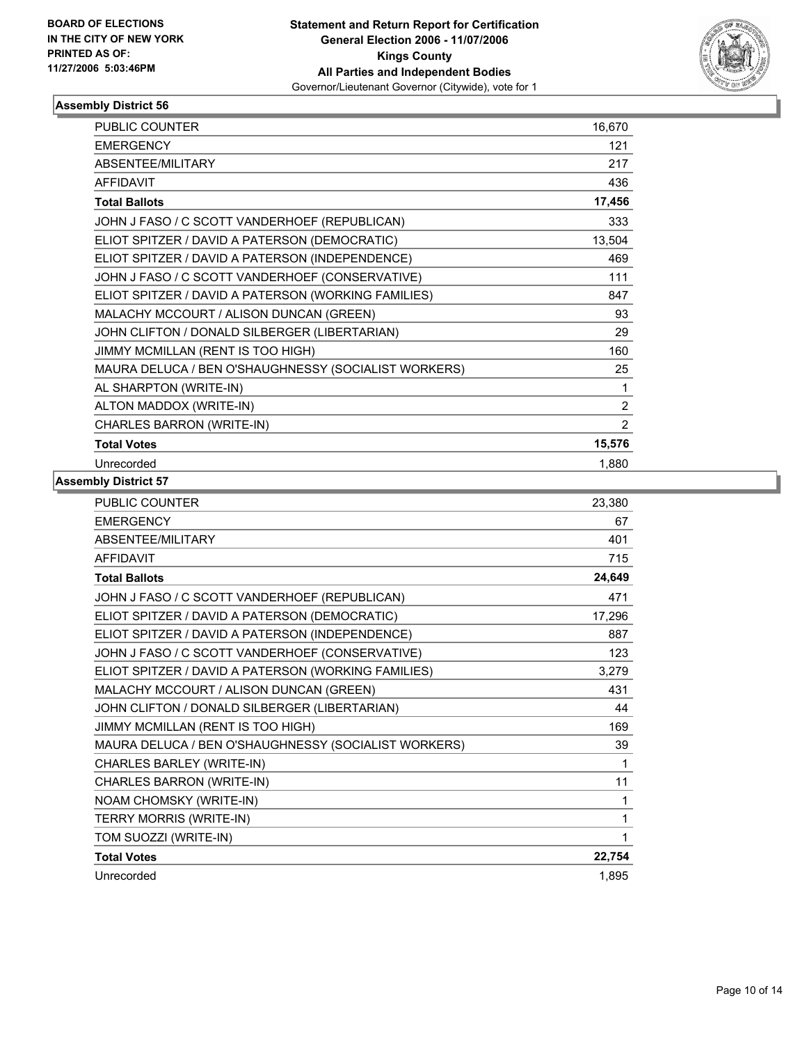**BOARD OF ELECTIONS IN THE CITY OF NEW YORK PRINTED AS OF: 11/27/2006 5:03:46PM**

**Statement and Return Report for Certification General Election 2006 - 11/07/2006 Kings County All Parties and Independent Bodies**

Governor/Lieutenant Governor (Citywide), vote for 1

## Assembly District 56

| | |
|---|---|
| PUBLIC COUNTER | 16,670 |
| EMERGENCY | 121 |
| ABSENTEE/MILITARY | 217 |
| AFFIDAVIT | 436 |
| **Total Ballots** | **17,456** |
| JOHN J FASO / C SCOTT VANDERHOEF (REPUBLICAN) | 333 |
| ELIOT SPITZER / DAVID A PATERSON (DEMOCRATIC) | 13,504 |
| ELIOT SPITZER / DAVID A PATERSON (INDEPENDENCE) | 469 |
| JOHN J FASO / C SCOTT VANDERHOEF (CONSERVATIVE) | 111 |
| ELIOT SPITZER / DAVID A PATERSON (WORKING FAMILIES) | 847 |
| MALACHY MCCOURT / ALISON DUNCAN (GREEN) | 93 |
| JOHN CLIFTON / DONALD SILBERGER (LIBERTARIAN) | 29 |
| JIMMY MCMILLAN (RENT IS TOO HIGH) | 160 |
| MAURA DELUCA / BEN O'SHAUGHNESSY (SOCIALIST WORKERS) | 25 |
| AL SHARPTON (WRITE-IN) | 1 |
| ALTON MADDOX (WRITE-IN) | 2 |
| CHARLES BARRON (WRITE-IN) | 2 |
| **Total Votes** | **15,576** |
| Unrecorded | 1,880 |

## Assembly District 57

| | |
|---|---|
| PUBLIC COUNTER | 23,380 |
| EMERGENCY | 67 |
| ABSENTEE/MILITARY | 401 |
| AFFIDAVIT | 715 |
| **Total Ballots** | **24,649** |
| JOHN J FASO / C SCOTT VANDERHOEF (REPUBLICAN) | 471 |
| ELIOT SPITZER / DAVID A PATERSON (DEMOCRATIC) | 17,296 |
| ELIOT SPITZER / DAVID A PATERSON (INDEPENDENCE) | 887 |
| JOHN J FASO / C SCOTT VANDERHOEF (CONSERVATIVE) | 123 |
| ELIOT SPITZER / DAVID A PATERSON (WORKING FAMILIES) | 3,279 |
| MALACHY MCCOURT / ALISON DUNCAN (GREEN) | 431 |
| JOHN CLIFTON / DONALD SILBERGER (LIBERTARIAN) | 44 |
| JIMMY MCMILLAN (RENT IS TOO HIGH) | 169 |
| MAURA DELUCA / BEN O'SHAUGHNESSY (SOCIALIST WORKERS) | 39 |
| CHARLES BARLEY (WRITE-IN) | 1 |
| CHARLES BARRON (WRITE-IN) | 11 |
| NOAM CHOMSKY (WRITE-IN) | 1 |
| TERRY MORRIS (WRITE-IN) | 1 |
| TOM SUOZZI (WRITE-IN) | 1 |
| **Total Votes** | **22,754** |
| Unrecorded | 1,895 |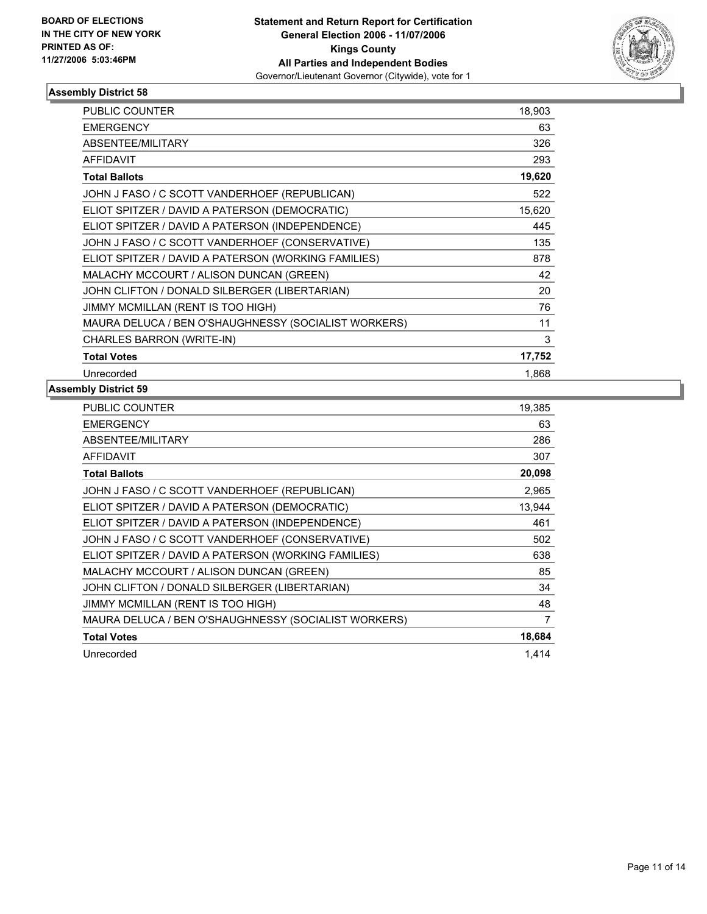**BOARD OF ELECTIONS IN THE CITY OF NEW YORK PRINTED AS OF: 11/27/2006 5:03:46PM**

**Statement and Return Report for Certification**
**General Election 2006 - 11/07/2006**
**Kings County**
**All Parties and Independent Bodies**
Governor/Lieutenant Governor (Citywide), vote for 1

### Assembly District 58

| | |
|---|---|
| PUBLIC COUNTER | 18,903 |
| EMERGENCY | 63 |
| ABSENTEE/MILITARY | 326 |
| AFFIDAVIT | 293 |
| **Total Ballots** | **19,620** |
| JOHN J FASO / C SCOTT VANDERHOEF (REPUBLICAN) | 522 |
| ELIOT SPITZER / DAVID A PATERSON (DEMOCRATIC) | 15,620 |
| ELIOT SPITZER / DAVID A PATERSON (INDEPENDENCE) | 445 |
| JOHN J FASO / C SCOTT VANDERHOEF (CONSERVATIVE) | 135 |
| ELIOT SPITZER / DAVID A PATERSON (WORKING FAMILIES) | 878 |
| MALACHY MCCOURT / ALISON DUNCAN (GREEN) | 42 |
| JOHN CLIFTON / DONALD SILBERGER (LIBERTARIAN) | 20 |
| JIMMY MCMILLAN (RENT IS TOO HIGH) | 76 |
| MAURA DELUCA / BEN O'SHAUGHNESSY (SOCIALIST WORKERS) | 11 |
| CHARLES BARRON (WRITE-IN) | 3 |
| **Total Votes** | **17,752** |
| Unrecorded | 1,868 |

### Assembly District 59

| | |
|---|---|
| PUBLIC COUNTER | 19,385 |
| EMERGENCY | 63 |
| ABSENTEE/MILITARY | 286 |
| AFFIDAVIT | 307 |
| **Total Ballots** | **20,098** |
| JOHN J FASO / C SCOTT VANDERHOEF (REPUBLICAN) | 2,965 |
| ELIOT SPITZER / DAVID A PATERSON (DEMOCRATIC) | 13,944 |
| ELIOT SPITZER / DAVID A PATERSON (INDEPENDENCE) | 461 |
| JOHN J FASO / C SCOTT VANDERHOEF (CONSERVATIVE) | 502 |
| ELIOT SPITZER / DAVID A PATERSON (WORKING FAMILIES) | 638 |
| MALACHY MCCOURT / ALISON DUNCAN (GREEN) | 85 |
| JOHN CLIFTON / DONALD SILBERGER (LIBERTARIAN) | 34 |
| JIMMY MCMILLAN (RENT IS TOO HIGH) | 48 |
| MAURA DELUCA / BEN O'SHAUGHNESSY (SOCIALIST WORKERS) | 7 |
| **Total Votes** | **18,684** |
| Unrecorded | 1,414 |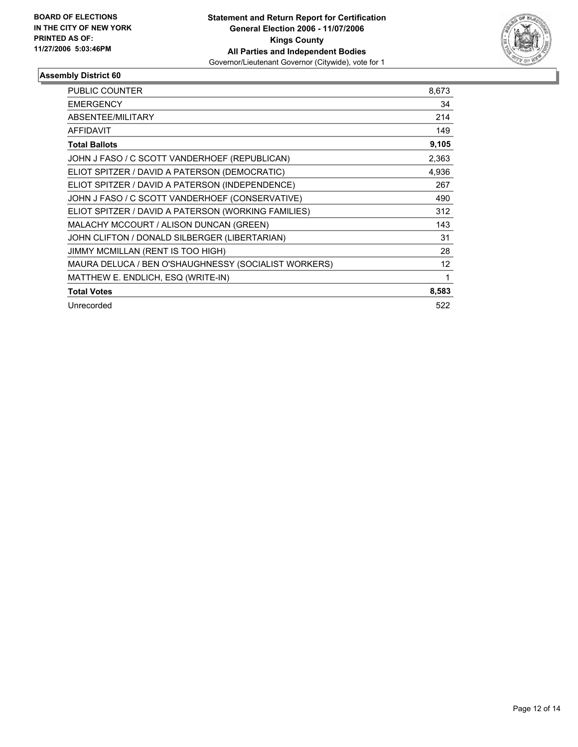**BOARD OF ELECTIONS IN THE CITY OF NEW YORK PRINTED AS OF: 11/27/2006 5:03:46PM**

**Statement and Return Report for Certification**
**General Election 2006 - 11/07/2006**
**Kings County**
**All Parties and Independent Bodies**
Governor/Lieutenant Governor (Citywide), vote for 1

## Assembly District 60

| | |
|---|---|
| PUBLIC COUNTER | 8,673 |
| EMERGENCY | 34 |
| ABSENTEE/MILITARY | 214 |
| AFFIDAVIT | 149 |
| **Total Ballots** | **9,105** |
| JOHN J FASO / C SCOTT VANDERHOEF (REPUBLICAN) | 2,363 |
| ELIOT SPITZER / DAVID A PATERSON (DEMOCRATIC) | 4,936 |
| ELIOT SPITZER / DAVID A PATERSON (INDEPENDENCE) | 267 |
| JOHN J FASO / C SCOTT VANDERHOEF (CONSERVATIVE) | 490 |
| ELIOT SPITZER / DAVID A PATERSON (WORKING FAMILIES) | 312 |
| MALACHY MCCOURT / ALISON DUNCAN (GREEN) | 143 |
| JOHN CLIFTON / DONALD SILBERGER (LIBERTARIAN) | 31 |
| JIMMY MCMILLAN (RENT IS TOO HIGH) | 28 |
| MAURA DELUCA / BEN O'SHAUGHNESSY (SOCIALIST WORKERS) | 12 |
| MATTHEW E. ENDLICH, ESQ (WRITE-IN) | 1 |
| **Total Votes** | **8,583** |
| Unrecorded | 522 |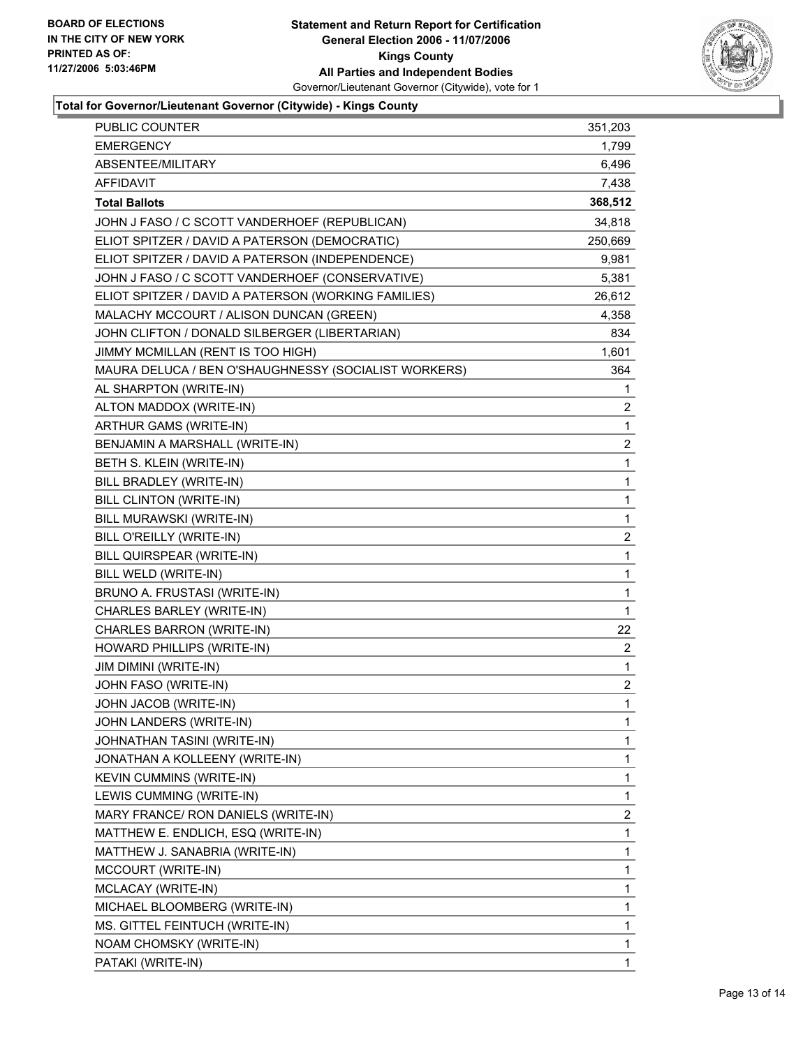**BOARD OF ELECTIONS IN THE CITY OF NEW YORK PRINTED AS OF: 11/27/2006 5:03:46PM**

**Statement and Return Report for Certification General Election 2006 - 11/07/2006 Kings County All Parties and Independent Bodies**

Governor/Lieutenant Governor (Citywide), vote for 1

### Total for Governor/Lieutenant Governor (Citywide) - Kings County

| | |
|---|---|
| PUBLIC COUNTER | 351,203 |
| EMERGENCY | 1,799 |
| ABSENTEE/MILITARY | 6,496 |
| AFFIDAVIT | 7,438 |
| **Total Ballots** | **368,512** |
| JOHN J FASO / C SCOTT VANDERHOEF (REPUBLICAN) | 34,818 |
| ELIOT SPITZER / DAVID A PATERSON (DEMOCRATIC) | 250,669 |
| ELIOT SPITZER / DAVID A PATERSON (INDEPENDENCE) | 9,981 |
| JOHN J FASO / C SCOTT VANDERHOEF (CONSERVATIVE) | 5,381 |
| ELIOT SPITZER / DAVID A PATERSON (WORKING FAMILIES) | 26,612 |
| MALACHY MCCOURT / ALISON DUNCAN (GREEN) | 4,358 |
| JOHN CLIFTON / DONALD SILBERGER (LIBERTARIAN) | 834 |
| JIMMY MCMILLAN (RENT IS TOO HIGH) | 1,601 |
| MAURA DELUCA / BEN O'SHAUGHNESSY (SOCIALIST WORKERS) | 364 |
| AL SHARPTON (WRITE-IN) | 1 |
| ALTON MADDOX (WRITE-IN) | 2 |
| ARTHUR GAMS (WRITE-IN) | 1 |
| BENJAMIN A MARSHALL (WRITE-IN) | 2 |
| BETH S. KLEIN (WRITE-IN) | 1 |
| BILL BRADLEY (WRITE-IN) | 1 |
| BILL CLINTON (WRITE-IN) | 1 |
| BILL MURAWSKI (WRITE-IN) | 1 |
| BILL O'REILLY (WRITE-IN) | 2 |
| BILL QUIRSPEAR (WRITE-IN) | 1 |
| BILL WELD (WRITE-IN) | 1 |
| BRUNO A. FRUSTASI (WRITE-IN) | 1 |
| CHARLES BARLEY (WRITE-IN) | 1 |
| CHARLES BARRON (WRITE-IN) | 22 |
| HOWARD PHILLIPS (WRITE-IN) | 2 |
| JIM DIMINI (WRITE-IN) | 1 |
| JOHN FASO (WRITE-IN) | 2 |
| JOHN JACOB (WRITE-IN) | 1 |
| JOHN LANDERS (WRITE-IN) | 1 |
| JOHNATHAN TASINI (WRITE-IN) | 1 |
| JONATHAN A KOLLEENY (WRITE-IN) | 1 |
| KEVIN CUMMINS (WRITE-IN) | 1 |
| LEWIS CUMMING (WRITE-IN) | 1 |
| MARY FRANCE/ RON DANIELS (WRITE-IN) | 2 |
| MATTHEW E. ENDLICH, ESQ (WRITE-IN) | 1 |
| MATTHEW J. SANABRIA (WRITE-IN) | 1 |
| MCCOURT (WRITE-IN) | 1 |
| MCLACAY (WRITE-IN) | 1 |
| MICHAEL BLOOMBERG (WRITE-IN) | 1 |
| MS. GITTEL FEINTUCH (WRITE-IN) | 1 |
| NOAM CHOMSKY (WRITE-IN) | 1 |
| PATAKI (WRITE-IN) | 1 |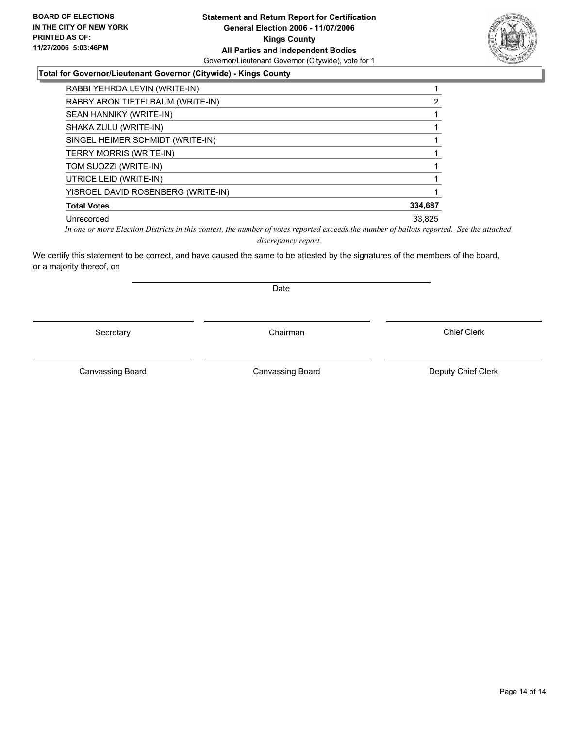**BOARD OF ELECTIONS IN THE CITY OF NEW YORK PRINTED AS OF: 11/27/2006 5:03:46PM**

**Statement and Return Report for Certification General Election 2006 - 11/07/2006 Kings County All Parties and Independent Bodies**

Governor/Lieutenant Governor (Citywide), vote for 1

### Total for Governor/Lieutenant Governor (Citywide) - Kings County

| | |
|---|---|
| RABBI YEHRDA LEVIN (WRITE-IN) | 1 |
| RABBY ARON TIETELBAUM (WRITE-IN) | 2 |
| SEAN HANNIKY (WRITE-IN) | 1 |
| SHAKA ZULU (WRITE-IN) | 1 |
| SINGEL HEIMER SCHMIDT (WRITE-IN) | 1 |
| TERRY MORRIS (WRITE-IN) | 1 |
| TOM SUOZZI (WRITE-IN) | 1 |
| UTRICE LEID (WRITE-IN) | 1 |
| YISROEL DAVID ROSENBERG (WRITE-IN) | 1 |
| **Total Votes** | **334,687** |
| Unrecorded | 33,825 |

*In one or more Election Districts in this contest, the number of votes reported exceeds the number of ballots reported. See the attached discrepancy report.*

We certify this statement to be correct, and have caused the same to be attested by the signatures of the members of the board, or a majority thereof, on

Date

Secretary | Chairman | Chief Clerk

Canvassing Board | Canvassing Board | Deputy Chief Clerk